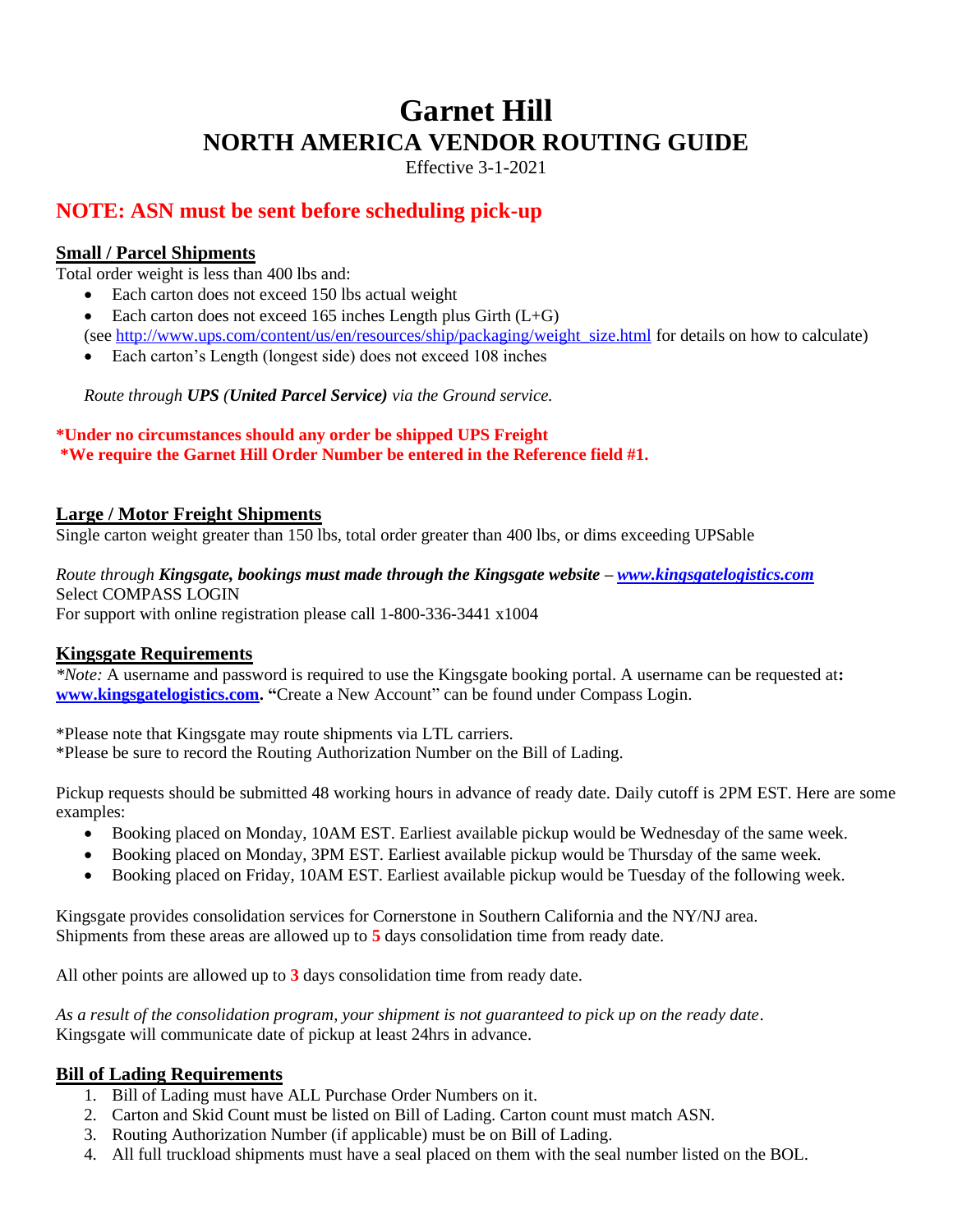# Garnet Hill
## NORTH AMERICA VENDOR ROUTING GUIDE

Effective 3-1-2021

## NOTE: ASN must be sent before scheduling pick-up

### Small / Parcel Shipments

Total order weight is less than 400 lbs and:

- Each carton does not exceed 150 lbs actual weight
- Each carton does not exceed 165 inches Length plus Girth (L+G)
  (see http://www.ups.com/content/us/en/resources/ship/packaging/weight_size.html for details on how to calculate)
- Each carton's Length (longest side) does not exceed 108 inches

*Route through **UPS (United Parcel Service)** via the Ground service.*

**\*Under no circumstances should any order be shipped UPS Freight**
**\*We require the Garnet Hill Order Number be entered in the Reference field #1.**

### Large / Motor Freight Shipments

Single carton weight greater than 150 lbs, total order greater than 400 lbs, or dims exceeding UPSable

*Route through **Kingsgate, bookings must made through the Kingsgate website – www.kingsgatelogistics.com***
Select COMPASS LOGIN
For support with online registration please call 1-800-336-3441 x1004

### Kingsgate Requirements

*\*Note:* A username and password is required to use the Kingsgate booking portal. A username can be requested at: **www.kingsgatelogistics.com. "**Create a New Account" can be found under Compass Login.

\*Please note that Kingsgate may route shipments via LTL carriers.
\*Please be sure to record the Routing Authorization Number on the Bill of Lading.

Pickup requests should be submitted 48 working hours in advance of ready date. Daily cutoff is 2PM EST. Here are some examples:

- Booking placed on Monday, 10AM EST. Earliest available pickup would be Wednesday of the same week.
- Booking placed on Monday, 3PM EST. Earliest available pickup would be Thursday of the same week.
- Booking placed on Friday, 10AM EST. Earliest available pickup would be Tuesday of the following week.

Kingsgate provides consolidation services for Cornerstone in Southern California and the NY/NJ area.
Shipments from these areas are allowed up to **5** days consolidation time from ready date.

All other points are allowed up to **3** days consolidation time from ready date.

*As a result of the consolidation program, your shipment is not guaranteed to pick up on the ready date*.
Kingsgate will communicate date of pickup at least 24hrs in advance.

### Bill of Lading Requirements

1. Bill of Lading must have ALL Purchase Order Numbers on it.
2. Carton and Skid Count must be listed on Bill of Lading. Carton count must match ASN.
3. Routing Authorization Number (if applicable) must be on Bill of Lading.
4. All full truckload shipments must have a seal placed on them with the seal number listed on the BOL.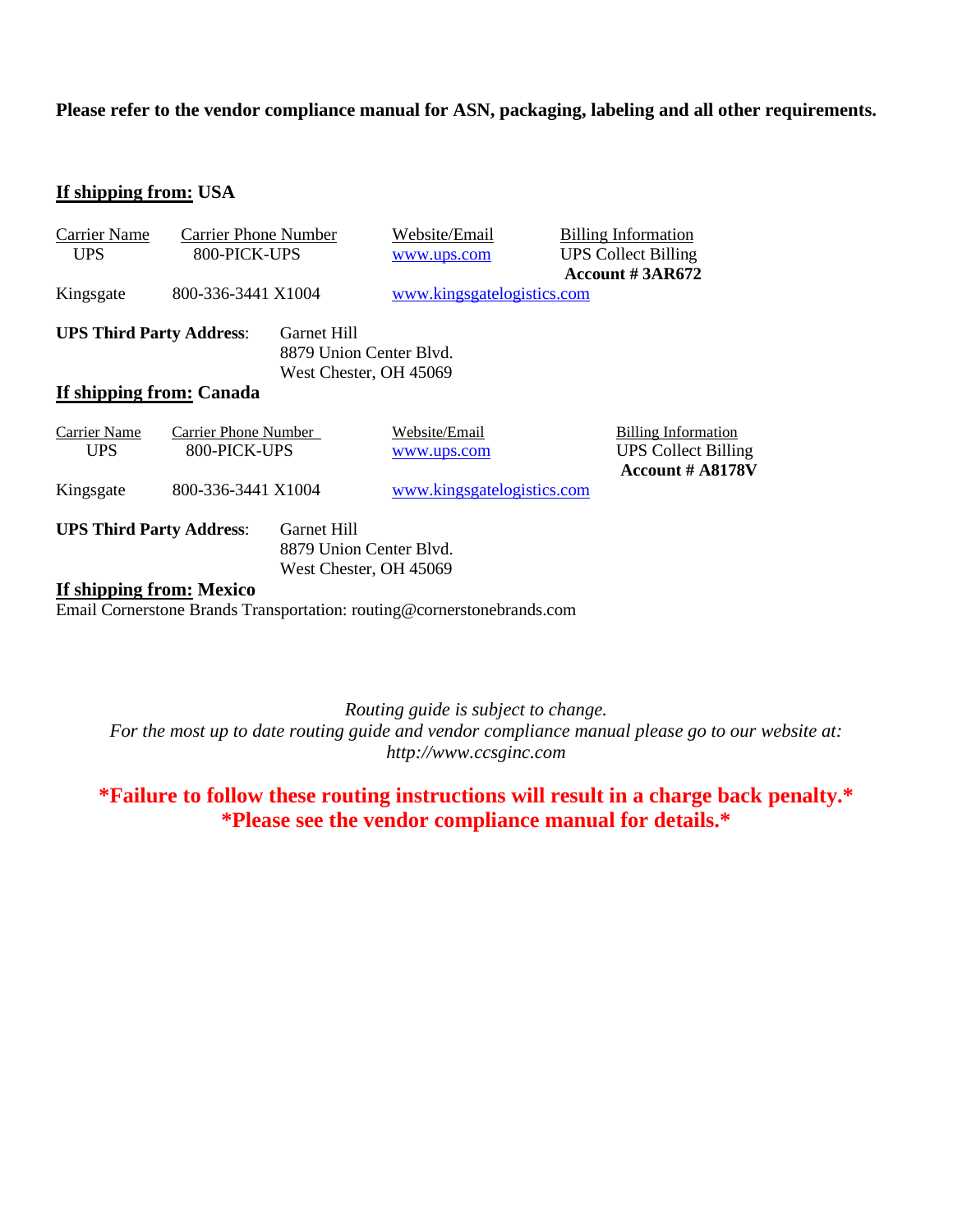**Please refer to the vendor compliance manual for ASN, packaging, labeling and all other requirements.**

## If shipping from: USA

| Carrier Name | Carrier Phone Number | Website/Email | Billing Information |
| --- | --- | --- | --- |
| UPS | 800-PICK-UPS | www.ups.com | UPS Collect Billing **Account # 3AR672** |
| Kingsgate | 800-336-3441 X1004 | www.kingsgatelogistics.com | |

**UPS Third Party Address**: Garnet Hill
8879 Union Center Blvd.
West Chester, OH 45069

## If shipping from: Canada

| Carrier Name | Carrier Phone Number | Website/Email | Billing Information |
| --- | --- | --- | --- |
| UPS | 800-PICK-UPS | www.ups.com | UPS Collect Billing **Account # A8178V** |
| Kingsgate | 800-336-3441 X1004 | www.kingsgatelogistics.com | |

**UPS Third Party Address**: Garnet Hill
8879 Union Center Blvd.
West Chester, OH 45069

## If shipping from: Mexico

Email Cornerstone Brands Transportation: routing@cornerstonebrands.com

*Routing guide is subject to change.*
*For the most up to date routing guide and vendor compliance manual please go to our website at:*
*http://www.ccsginc.com*

**\*Failure to follow these routing instructions will result in a charge back penalty.\***
**\*Please see the vendor compliance manual for details.\***